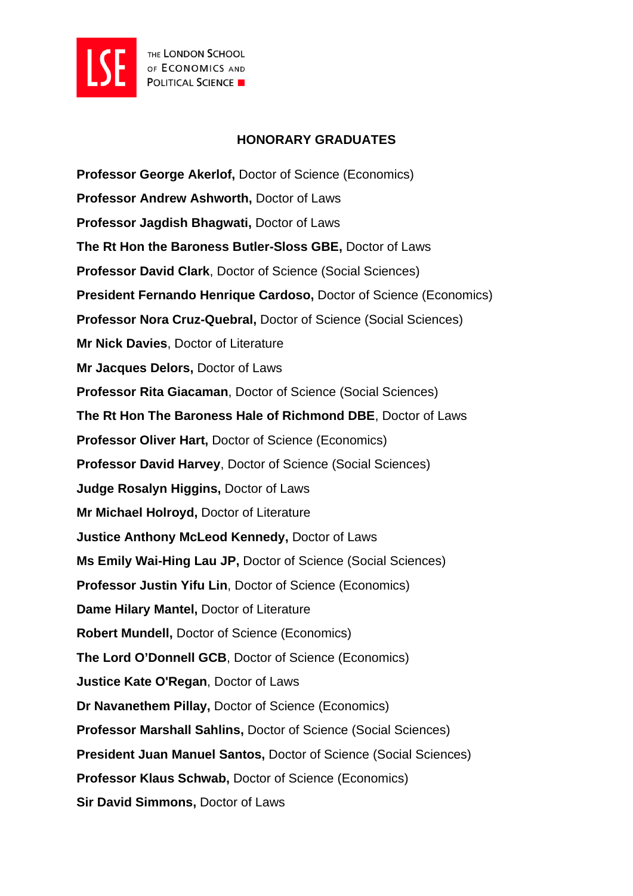THE LONDON SCHOOL OF ECONOMICS AND POLITICAL SCIENCE

## HONORARY GRADUATES

**Professor George Akerlof,** Doctor of Science (Economics)

**Professor Andrew Ashworth,** Doctor of Laws

**Professor Jagdish Bhagwati,** Doctor of Laws

**The Rt Hon the Baroness Butler-Sloss GBE,** Doctor of Laws

**Professor David Clark**, Doctor of Science (Social Sciences)

**President Fernando Henrique Cardoso,** Doctor of Science (Economics)

**Professor Nora Cruz-Quebral,** Doctor of Science (Social Sciences)

**Mr Nick Davies**, Doctor of Literature

**Mr Jacques Delors,** Doctor of Laws

**Professor Rita Giacaman**, Doctor of Science (Social Sciences)

**The Rt Hon The Baroness Hale of Richmond DBE**, Doctor of Laws

**Professor Oliver Hart,** Doctor of Science (Economics)

**Professor David Harvey**, Doctor of Science (Social Sciences)

**Judge Rosalyn Higgins,** Doctor of Laws

**Mr Michael Holroyd,** Doctor of Literature

**Justice Anthony McLeod Kennedy,** Doctor of Laws

**Ms Emily Wai-Hing Lau JP,** Doctor of Science (Social Sciences)

**Professor Justin Yifu Lin**, Doctor of Science (Economics)

**Dame Hilary Mantel,** Doctor of Literature

**Robert Mundell,** Doctor of Science (Economics)

**The Lord O'Donnell GCB**, Doctor of Science (Economics)

**Justice Kate O'Regan**, Doctor of Laws

**Dr Navanethem Pillay,** Doctor of Science (Economics)

**Professor Marshall Sahlins,** Doctor of Science (Social Sciences)

**President Juan Manuel Santos,** Doctor of Science (Social Sciences)

**Professor Klaus Schwab,** Doctor of Science (Economics)

**Sir David Simmons,** Doctor of Laws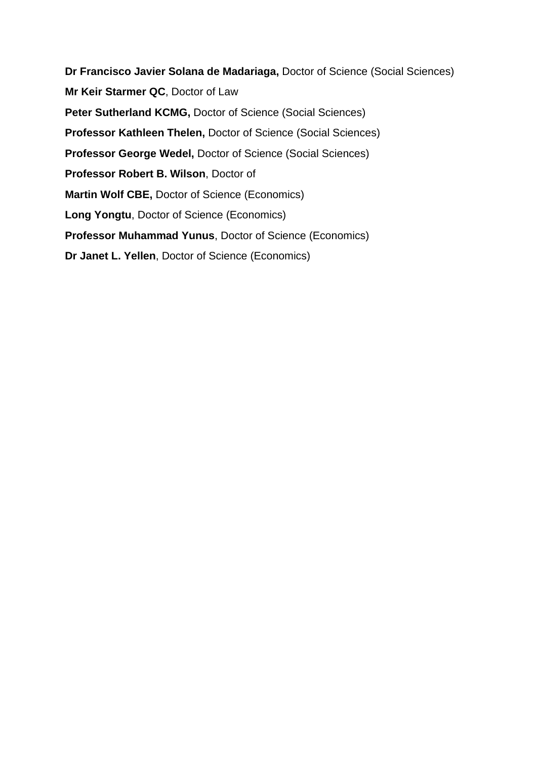**Dr Francisco Javier Solana de Madariaga,** Doctor of Science (Social Sciences)

**Mr Keir Starmer QC**, Doctor of Law

**Peter Sutherland KCMG,** Doctor of Science (Social Sciences)

**Professor Kathleen Thelen,** Doctor of Science (Social Sciences)

**Professor George Wedel,** Doctor of Science (Social Sciences)

**Professor Robert B. Wilson**, Doctor of

**Martin Wolf CBE,** Doctor of Science (Economics)

**Long Yongtu**, Doctor of Science (Economics)

**Professor Muhammad Yunus**, Doctor of Science (Economics)

**Dr Janet L. Yellen**, Doctor of Science (Economics)